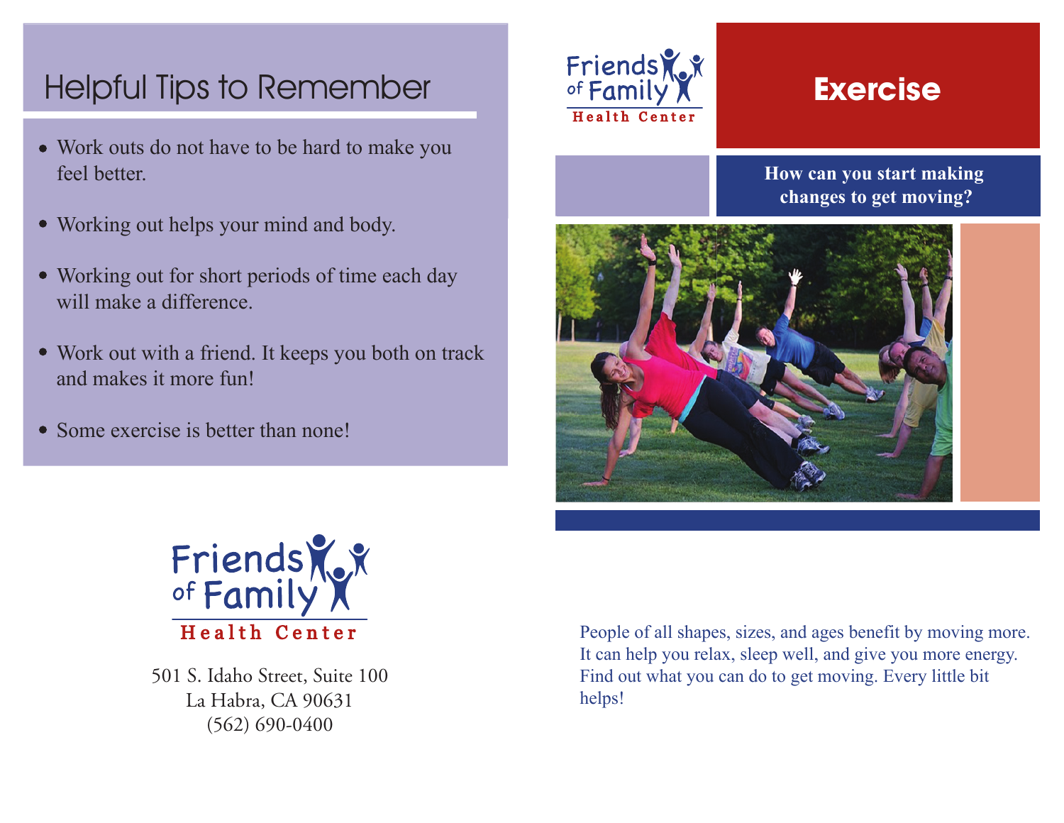## Helpful Tips to Remember

- Work outs do not have to be hard to make you feel better.
- Working out helps your mind and body.
- Working out for short periods of time each day will make a difference.
- Work out with a friend. It keeps you both on track and makes it more fun!
- Some exercise is better than none!

Friends of Family Health Center

501 S. Idaho Street, Suite 100
La Habra, CA 90631
(562) 690-0400

Friends of Family Health Center

# Exercise

**How can you start making changes to get moving?**

People of all shapes, sizes, and ages benefit by moving more. It can help you relax, sleep well, and give you more energy. Find out what you can do to get moving. Every little bit helps!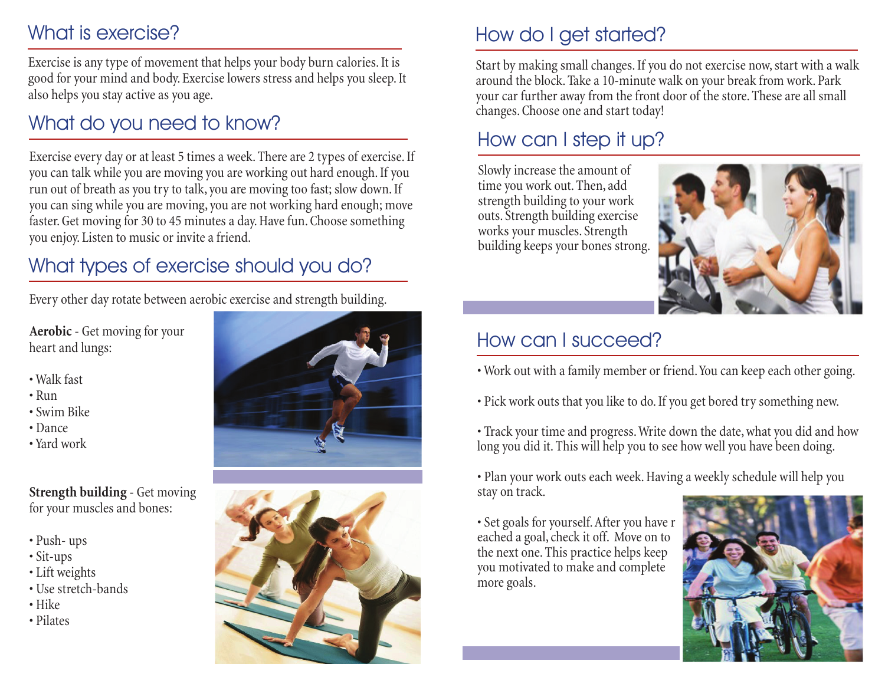## What is exercise?

Exercise is any type of movement that helps your body burn calories. It is good for your mind and body. Exercise lowers stress and helps you sleep. It also helps you stay active as you age.

## What do you need to know?

Exercise every day or at least 5 times a week. There are 2 types of exercise. If you can talk while you are moving you are working out hard enough. If you run out of breath as you try to talk, you are moving too fast; slow down. If you can sing while you are moving, you are not working hard enough; move faster. Get moving for 30 to 45 minutes a day. Have fun. Choose something you enjoy. Listen to music or invite a friend.

## What types of exercise should you do?

Every other day rotate between aerobic exercise and strength building.

**Aerobic** - Get moving for your heart and lungs:

- Walk fast
- Run
- Swim Bike
- Dance
- Yard work

**Strength building** - Get moving for your muscles and bones:

- Push- ups
- Sit-ups
- Lift weights
- Use stretch-bands
- Hike
- Pilates

## How do I get started?

Start by making small changes. If you do not exercise now, start with a walk around the block. Take a 10-minute walk on your break from work. Park your car further away from the front door of the store. These are all small changes. Choose one and start today!

## How can I step it up?

Slowly increase the amount of time you work out. Then, add strength building to your work outs. Strength building exercise works your muscles. Strength building keeps your bones strong.

## How can I succeed?

- Work out with a family member or friend. You can keep each other going.
- Pick work outs that you like to do. If you get bored try something new.
- Track your time and progress. Write down the date, what you did and how long you did it. This will help you to see how well you have been doing.
- Plan your work outs each week. Having a weekly schedule will help you stay on track.
- Set goals for yourself. After you have r eached a goal, check it off. Move on to the next one. This practice helps keep you motivated to make and complete more goals.